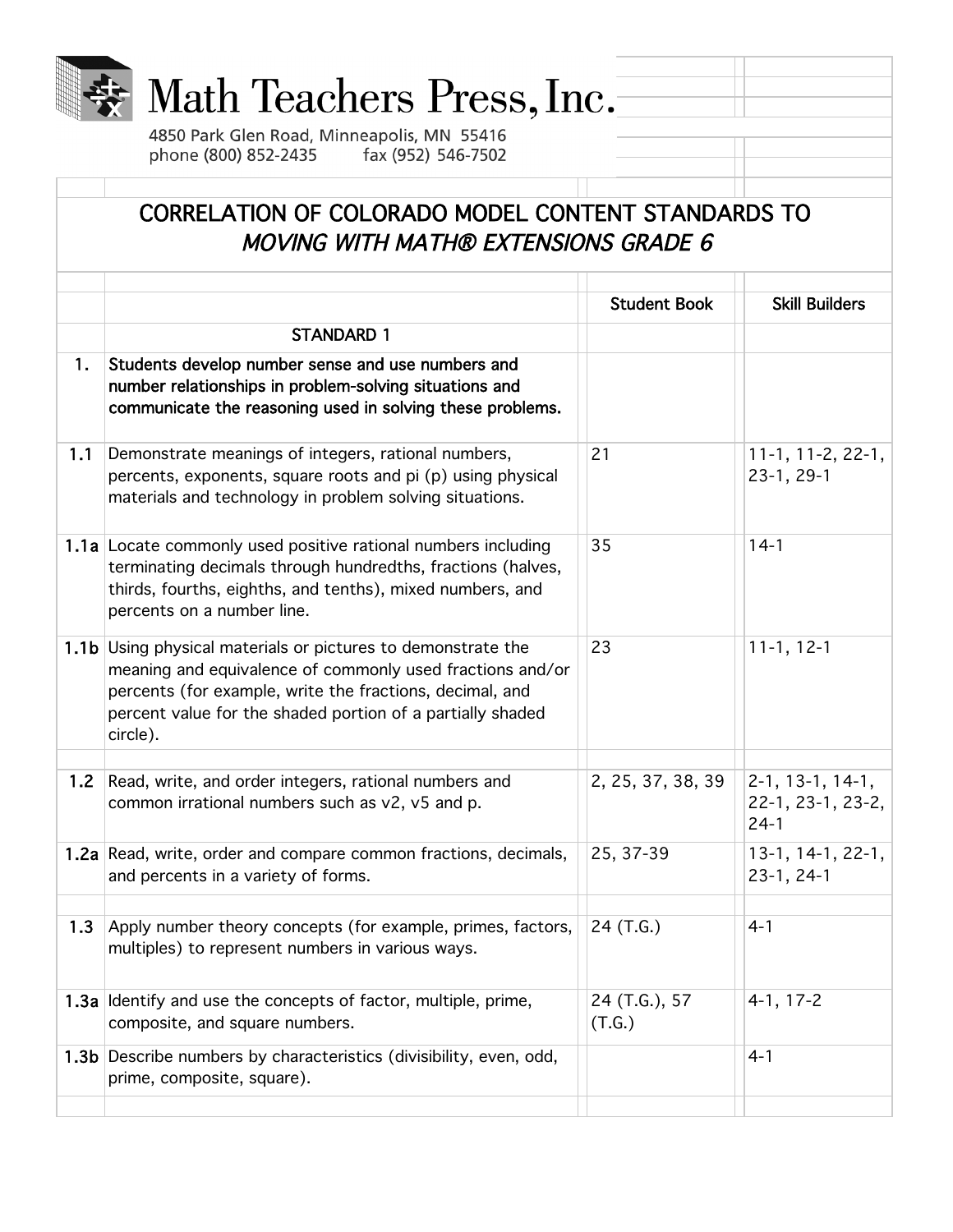# Math Teachers Press, Inc.

4850 Park Glen Road, Minneapolis, MN 55416
phone (800) 852-2435 fax (952) 546-7502

## CORRELATION OF COLORADO MODEL CONTENT STANDARDS TO *MOVING WITH MATH® EXTENSIONS GRADE 6*

| | | Student Book | Skill Builders |
|---|---|---|---|
| | STANDARD 1 | | |
| **1.** | **Students develop number sense and use numbers and number relationships in problem-solving situations and communicate the reasoning used in solving these problems.** | | |
| **1.1** | Demonstrate meanings of integers, rational numbers, percents, exponents, square roots and pi (p) using physical materials and technology in problem solving situations. | 21 | 11-1, 11-2, 22-1, 23-1, 29-1 |
| **1.1a** | Locate commonly used positive rational numbers including terminating decimals through hundredths, fractions (halves, thirds, fourths, eighths, and tenths), mixed numbers, and percents on a number line. | 35 | 14-1 |
| **1.1b** | Using physical materials or pictures to demonstrate the meaning and equivalence of commonly used fractions and/or percents (for example, write the fractions, decimal, and percent value for the shaded portion of a partially shaded circle). | 23 | 11-1, 12-1 |
| **1.2** | Read, write, and order integers, rational numbers and common irrational numbers such as v2, v5 and p. | 2, 25, 37, 38, 39 | 2-1, 13-1, 14-1, 22-1, 23-1, 23-2, 24-1 |
| **1.2a** | Read, write, order and compare common fractions, decimals, and percents in a variety of forms. | 25, 37-39 | 13-1, 14-1, 22-1, 23-1, 24-1 |
| **1.3** | Apply number theory concepts (for example, primes, factors, multiples) to represent numbers in various ways. | 24 (T.G.) | 4-1 |
| **1.3a** | Identify and use the concepts of factor, multiple, prime, composite, and square numbers. | 24 (T.G.), 57 (T.G.) | 4-1, 17-2 |
| **1.3b** | Describe numbers by characteristics (divisibility, even, odd, prime, composite, square). | | 4-1 |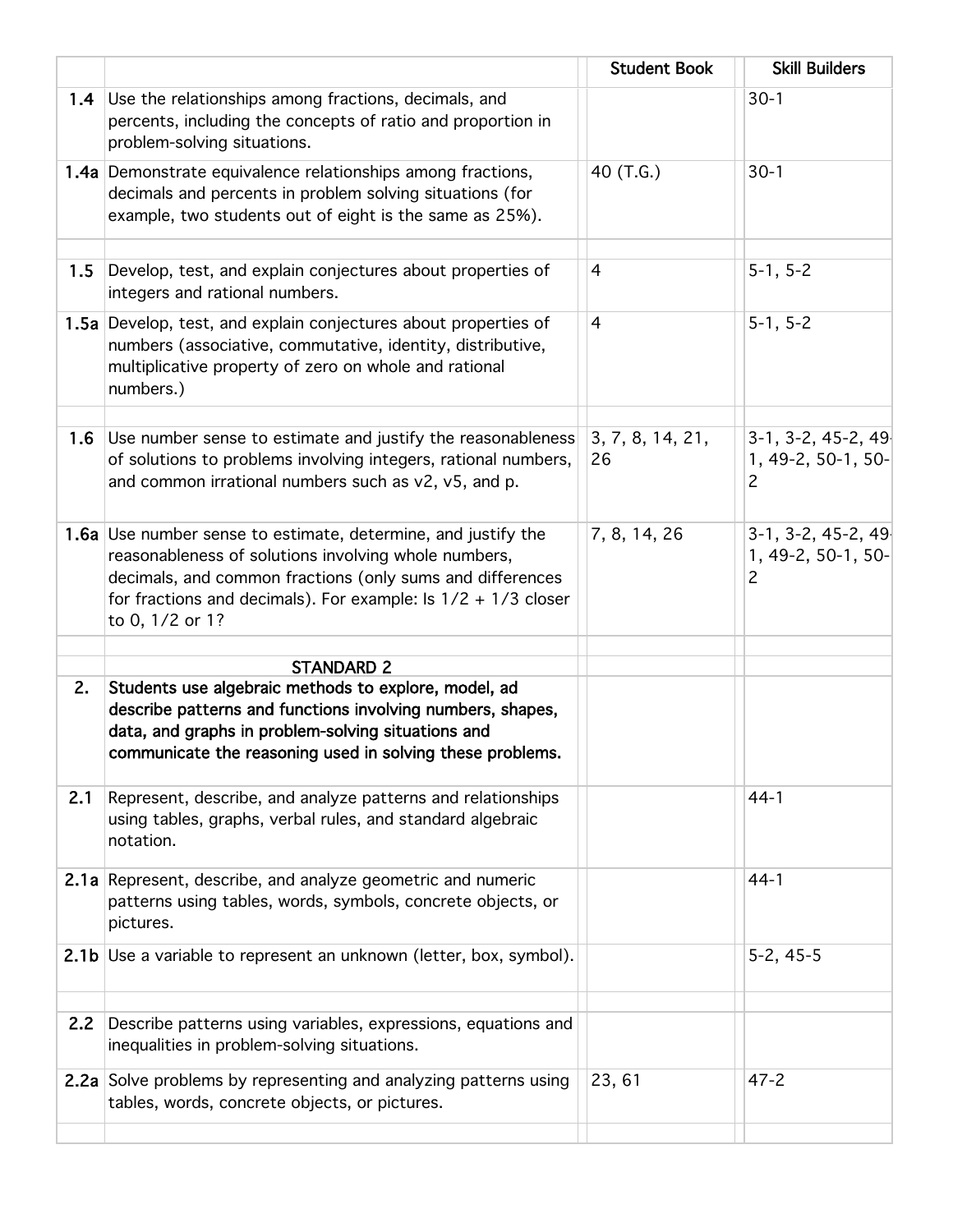| | | Student Book | Skill Builders |
|---|---|---|---|
| **1.4** | Use the relationships among fractions, decimals, and percents, including the concepts of ratio and proportion in problem-solving situations. | | 30-1 |
| **1.4a** | Demonstrate equivalence relationships among fractions, decimals and percents in problem solving situations (for example, two students out of eight is the same as 25%). | 40 (T.G.) | 30-1 |
| | | | |
| **1.5** | Develop, test, and explain conjectures about properties of integers and rational numbers. | 4 | 5-1, 5-2 |
| **1.5a** | Develop, test, and explain conjectures about properties of numbers (associative, commutative, identity, distributive, multiplicative property of zero on whole and rational numbers.) | 4 | 5-1, 5-2 |
| | | | |
| **1.6** | Use number sense to estimate and justify the reasonableness of solutions to problems involving integers, rational numbers, and common irrational numbers such as v2, v5, and p. | 3, 7, 8, 14, 21, 26 | 3-1, 3-2, 45-2, 49-1, 49-2, 50-1, 50-2 |
| **1.6a** | Use number sense to estimate, determine, and justify the reasonableness of solutions involving whole numbers, decimals, and common fractions (only sums and differences for fractions and decimals). For example: Is 1/2 + 1/3 closer to 0, 1/2 or 1? | 7, 8, 14, 26 | 3-1, 3-2, 45-2, 49-1, 49-2, 50-1, 50-2 |
| | | | |
| | **STANDARD 2** | | |
| **2.** | **Students use algebraic methods to explore, model, ad describe patterns and functions involving numbers, shapes, data, and graphs in problem-solving situations and communicate the reasoning used in solving these problems.** | | |
| **2.1** | Represent, describe, and analyze patterns and relationships using tables, graphs, verbal rules, and standard algebraic notation. | | 44-1 |
| **2.1a** | Represent, describe, and analyze geometric and numeric patterns using tables, words, symbols, concrete objects, or pictures. | | 44-1 |
| **2.1b** | Use a variable to represent an unknown (letter, box, symbol). | | 5-2, 45-5 |
| | | | |
| **2.2** | Describe patterns using variables, expressions, equations and inequalities in problem-solving situations. | | |
| **2.2a** | Solve problems by representing and analyzing patterns using tables, words, concrete objects, or pictures. | 23, 61 | 47-2 |
| | | | |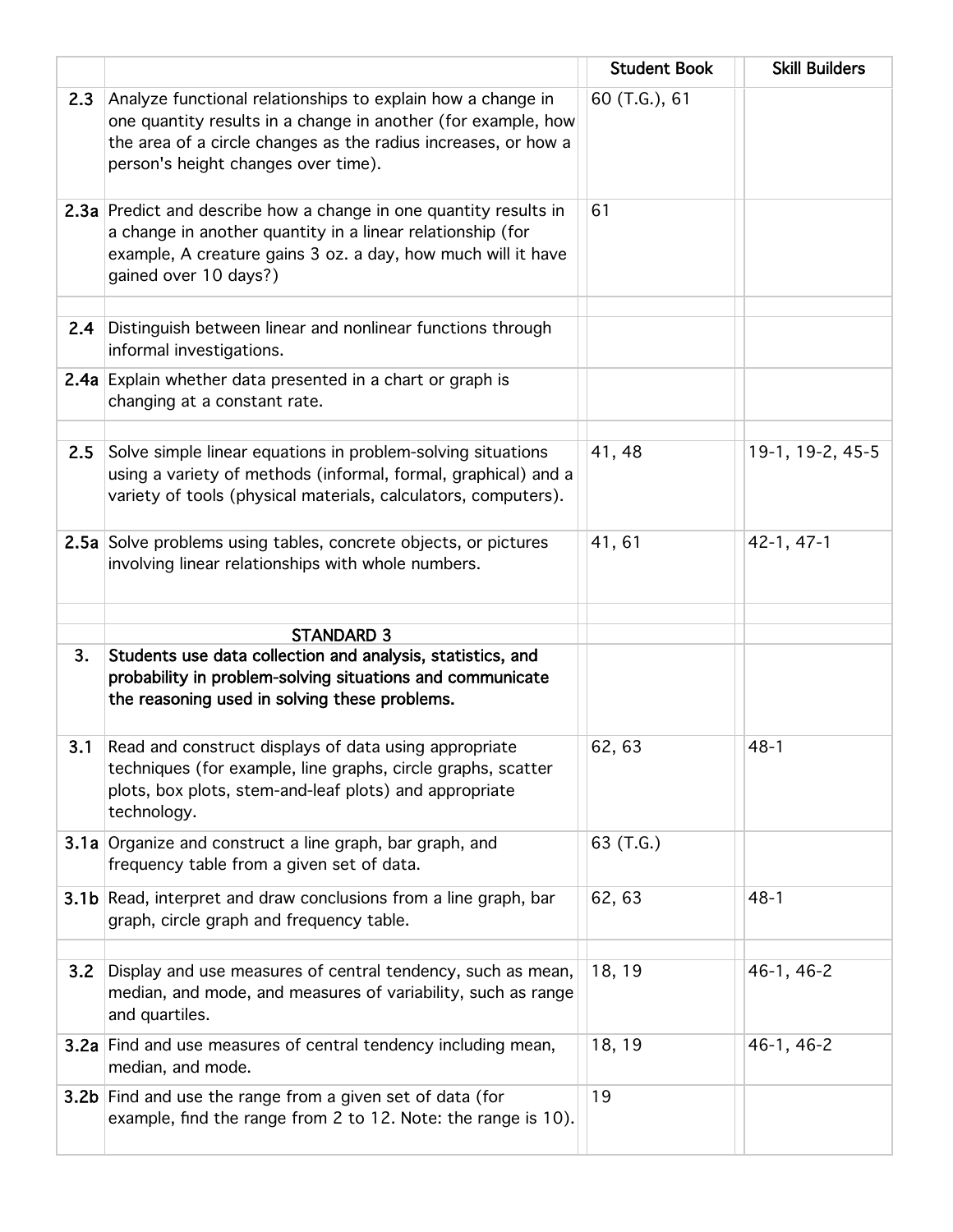| | | Student Book | Skill Builders |
|---|---|---|---|
| **2.3** | Analyze functional relationships to explain how a change in one quantity results in a change in another (for example, how the area of a circle changes as the radius increases, or how a person's height changes over time). | 60 (T.G.), 61 | |
| **2.3a** | Predict and describe how a change in one quantity results in a change in another quantity in a linear relationship (for example, A creature gains 3 oz. a day, how much will it have gained over 10 days?) | 61 | |
| | | | |
| **2.4** | Distinguish between linear and nonlinear functions through informal investigations. | | |
| **2.4a** | Explain whether data presented in a chart or graph is changing at a constant rate. | | |
| | | | |
| **2.5** | Solve simple linear equations in problem-solving situations using a variety of methods (informal, formal, graphical) and a variety of tools (physical materials, calculators, computers). | 41, 48 | 19-1, 19-2, 45-5 |
| **2.5a** | Solve problems using tables, concrete objects, or pictures involving linear relationships with whole numbers. | 41, 61 | 42-1, 47-1 |
| | | | |
| | STANDARD 3 | | |
| **3.** | **Students use data collection and analysis, statistics, and probability in problem-solving situations and communicate the reasoning used in solving these problems.** | | |
| **3.1** | Read and construct displays of data using appropriate techniques (for example, line graphs, circle graphs, scatter plots, box plots, stem-and-leaf plots) and appropriate technology. | 62, 63 | 48-1 |
| **3.1a** | Organize and construct a line graph, bar graph, and frequency table from a given set of data. | 63 (T.G.) | |
| **3.1b** | Read, interpret and draw conclusions from a line graph, bar graph, circle graph and frequency table. | 62, 63 | 48-1 |
| | | | |
| **3.2** | Display and use measures of central tendency, such as mean, median, and mode, and measures of variability, such as range and quartiles. | 18, 19 | 46-1, 46-2 |
| **3.2a** | Find and use measures of central tendency including mean, median, and mode. | 18, 19 | 46-1, 46-2 |
| **3.2b** | Find and use the range from a given set of data (for example, find the range from 2 to 12. Note: the range is 10). | 19 | |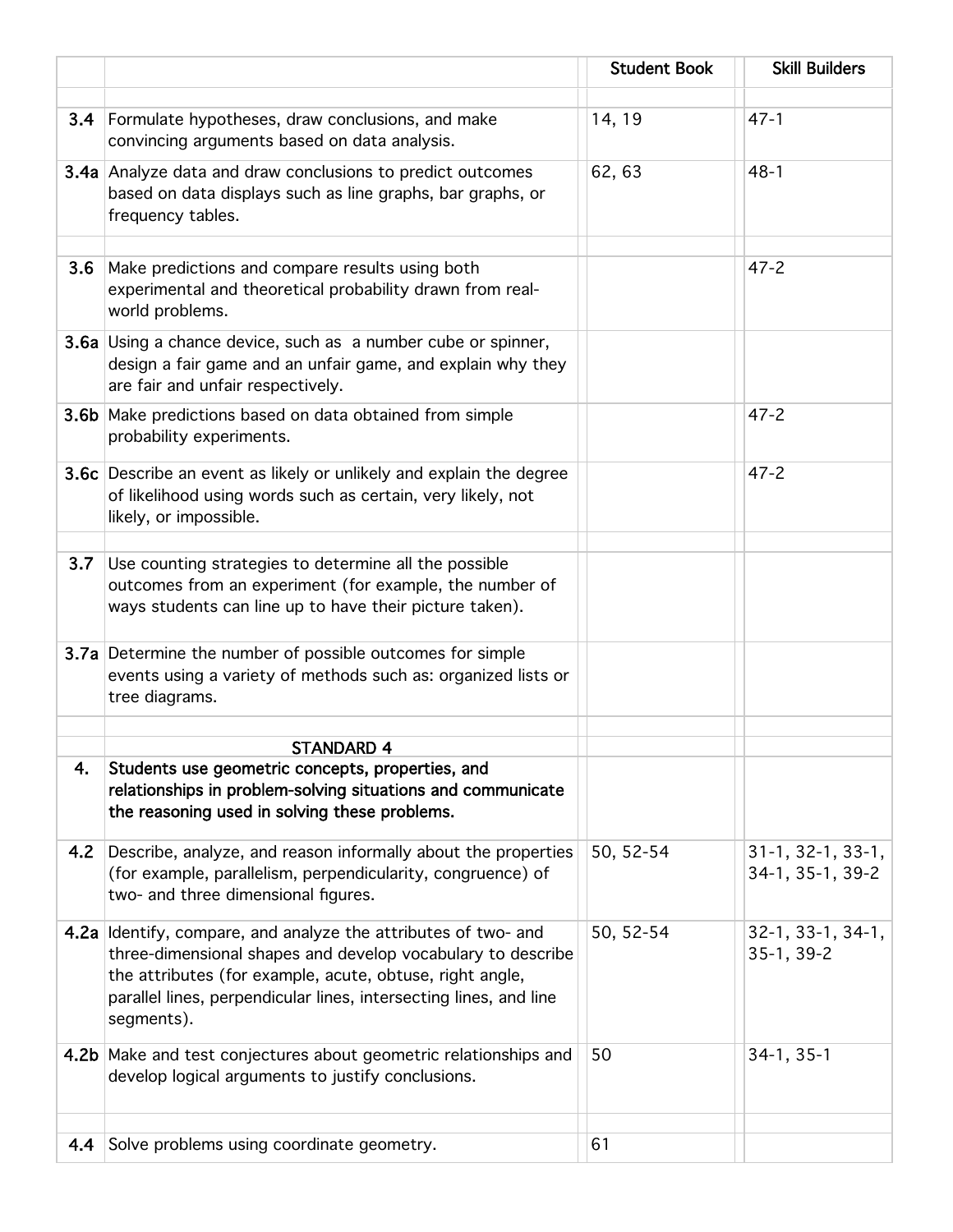| | | Student Book | Skill Builders |
|---|---|---|---|
| | | | |
| 3.4 | Formulate hypotheses, draw conclusions, and make convincing arguments based on data analysis. | 14, 19 | 47-1 |
| 3.4a | Analyze data and draw conclusions to predict outcomes based on data displays such as line graphs, bar graphs, or frequency tables. | 62, 63 | 48-1 |
| | | | |
| 3.6 | Make predictions and compare results using both experimental and theoretical probability drawn from real-world problems. | | 47-2 |
| 3.6a | Using a chance device, such as a number cube or spinner, design a fair game and an unfair game, and explain why they are fair and unfair respectively. | | |
| 3.6b | Make predictions based on data obtained from simple probability experiments. | | 47-2 |
| 3.6c | Describe an event as likely or unlikely and explain the degree of likelihood using words such as certain, very likely, not likely, or impossible. | | 47-2 |
| | | | |
| 3.7 | Use counting strategies to determine all the possible outcomes from an experiment (for example, the number of ways students can line up to have their picture taken). | | |
| 3.7a | Determine the number of possible outcomes for simple events using a variety of methods such as: organized lists or tree diagrams. | | |
| | | | |
| | **STANDARD 4** | | |
| **4.** | **Students use geometric concepts, properties, and relationships in problem-solving situations and communicate the reasoning used in solving these problems.** | | |
| 4.2 | Describe, analyze, and reason informally about the properties (for example, parallelism, perpendicularity, congruence) of two- and three dimensional figures. | 50, 52-54 | 31-1, 32-1, 33-1, 34-1, 35-1, 39-2 |
| 4.2a | Identify, compare, and analyze the attributes of two- and three-dimensional shapes and develop vocabulary to describe the attributes (for example, acute, obtuse, right angle, parallel lines, perpendicular lines, intersecting lines, and line segments). | 50, 52-54 | 32-1, 33-1, 34-1, 35-1, 39-2 |
| 4.2b | Make and test conjectures about geometric relationships and develop logical arguments to justify conclusions. | 50 | 34-1, 35-1 |
| | | | |
| 4.4 | Solve problems using coordinate geometry. | 61 | |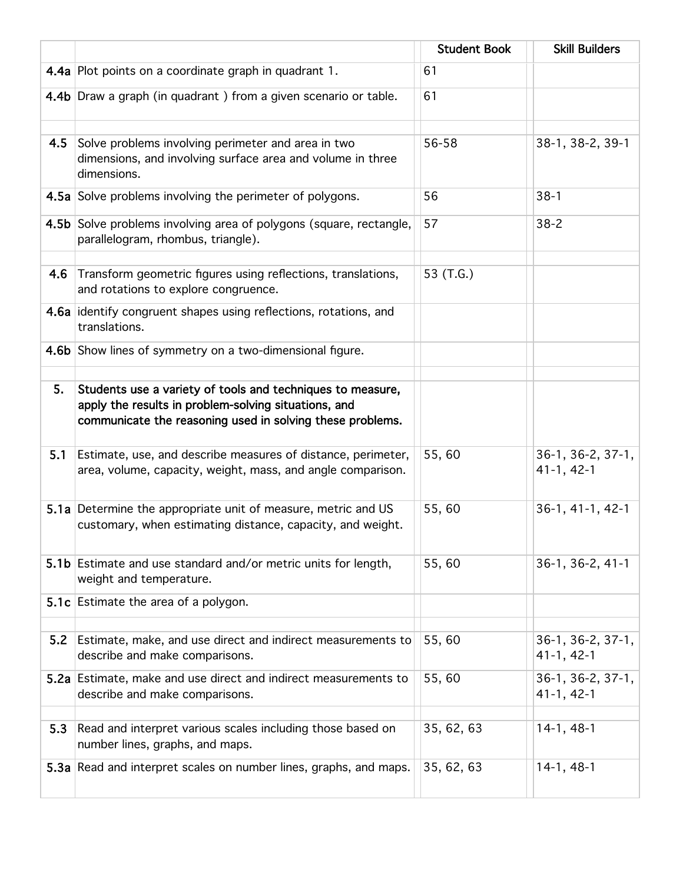| | | Student Book | Skill Builders |
|---|---|---|---|
| **4.4a** | Plot points on a coordinate graph in quadrant 1. | 61 | |
| **4.4b** | Draw a graph (in quadrant ) from a given scenario or table. | 61 | |
| | | | |
| **4.5** | Solve problems involving perimeter and area in two dimensions, and involving surface area and volume in three dimensions. | 56-58 | 38-1, 38-2, 39-1 |
| **4.5a** | Solve problems involving the perimeter of polygons. | 56 | 38-1 |
| **4.5b** | Solve problems involving area of polygons (square, rectangle, parallelogram, rhombus, triangle). | 57 | 38-2 |
| | | | |
| **4.6** | Transform geometric figures using reflections, translations, and rotations to explore congruence. | 53 (T.G.) | |
| **4.6a** | identify congruent shapes using reflections, rotations, and translations. | | |
| **4.6b** | Show lines of symmetry on a two-dimensional figure. | | |
| | | | |
| **5.** | **Students use a variety of tools and techniques to measure, apply the results in problem-solving situations, and communicate the reasoning used in solving these problems.** | | |
| **5.1** | Estimate, use, and describe measures of distance, perimeter, area, volume, capacity, weight, mass, and angle comparison. | 55, 60 | 36-1, 36-2, 37-1, 41-1, 42-1 |
| **5.1a** | Determine the appropriate unit of measure, metric and US customary, when estimating distance, capacity, and weight. | 55, 60 | 36-1, 41-1, 42-1 |
| **5.1b** | Estimate and use standard and/or metric units for length, weight and temperature. | 55, 60 | 36-1, 36-2, 41-1 |
| **5.1c** | Estimate the area of a polygon. | | |
| | | | |
| **5.2** | Estimate, make, and use direct and indirect measurements to describe and make comparisons. | 55, 60 | 36-1, 36-2, 37-1, 41-1, 42-1 |
| **5.2a** | Estimate, make and use direct and indirect measurements to describe and make comparisons. | 55, 60 | 36-1, 36-2, 37-1, 41-1, 42-1 |
| | | | |
| **5.3** | Read and interpret various scales including those based on number lines, graphs, and maps. | 35, 62, 63 | 14-1, 48-1 |
| **5.3a** | Read and interpret scales on number lines, graphs, and maps. | 35, 62, 63 | 14-1, 48-1 |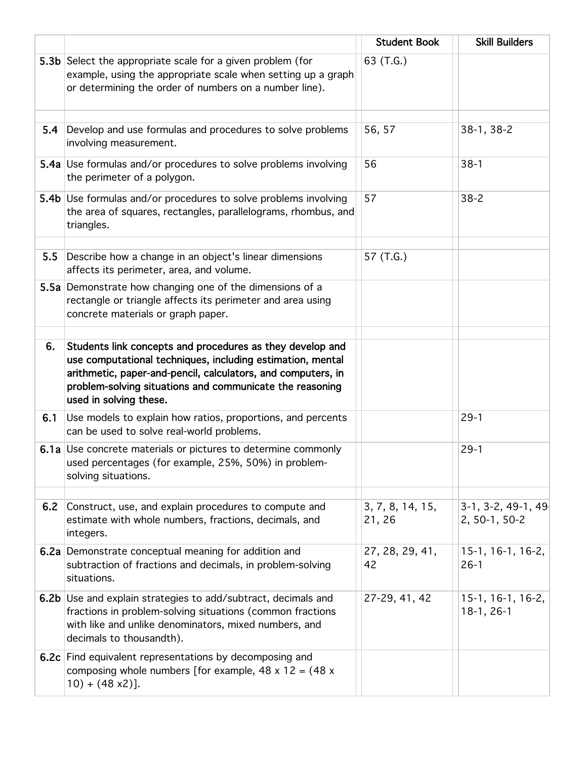| | | Student Book | Skill Builders |
|---|---|---|---|
| **5.3b** | Select the appropriate scale for a given problem (for example, using the appropriate scale when setting up a graph or determining the order of numbers on a number line). | 63 (T.G.) | |
| | | | |
| **5.4** | Develop and use formulas and procedures to solve problems involving measurement. | 56, 57 | 38-1, 38-2 |
| **5.4a** | Use formulas and/or procedures to solve problems involving the perimeter of a polygon. | 56 | 38-1 |
| **5.4b** | Use formulas and/or procedures to solve problems involving the area of squares, rectangles, parallelograms, rhombus, and triangles. | 57 | 38-2 |
| | | | |
| **5.5** | Describe how a change in an object's linear dimensions affects its perimeter, area, and volume. | 57 (T.G.) | |
| **5.5a** | Demonstrate how changing one of the dimensions of a rectangle or triangle affects its perimeter and area using concrete materials or graph paper. | | |
| | | | |
| **6.** | **Students link concepts and procedures as they develop and use computational techniques, including estimation, mental arithmetic, paper-and-pencil, calculators, and computers, in problem-solving situations and communicate the reasoning used in solving these.** | | |
| **6.1** | Use models to explain how ratios, proportions, and percents can be used to solve real-world problems. | | 29-1 |
| **6.1a** | Use concrete materials or pictures to determine commonly used percentages (for example, 25%, 50%) in problem-solving situations. | | 29-1 |
| | | | |
| **6.2** | Construct, use, and explain procedures to compute and estimate with whole numbers, fractions, decimals, and integers. | 3, 7, 8, 14, 15, 21, 26 | 3-1, 3-2, 49-1, 49-2, 50-1, 50-2 |
| **6.2a** | Demonstrate conceptual meaning for addition and subtraction of fractions and decimals, in problem-solving situations. | 27, 28, 29, 41, 42 | 15-1, 16-1, 16-2, 26-1 |
| **6.2b** | Use and explain strategies to add/subtract, decimals and fractions in problem-solving situations (common fractions with like and unlike denominators, mixed numbers, and decimals to thousandth). | 27-29, 41, 42 | 15-1, 16-1, 16-2, 18-1, 26-1 |
| **6.2c** | Find equivalent representations by decomposing and composing whole numbers [for example, 48 x 12 = (48 x 10) + (48 x2)]. | | |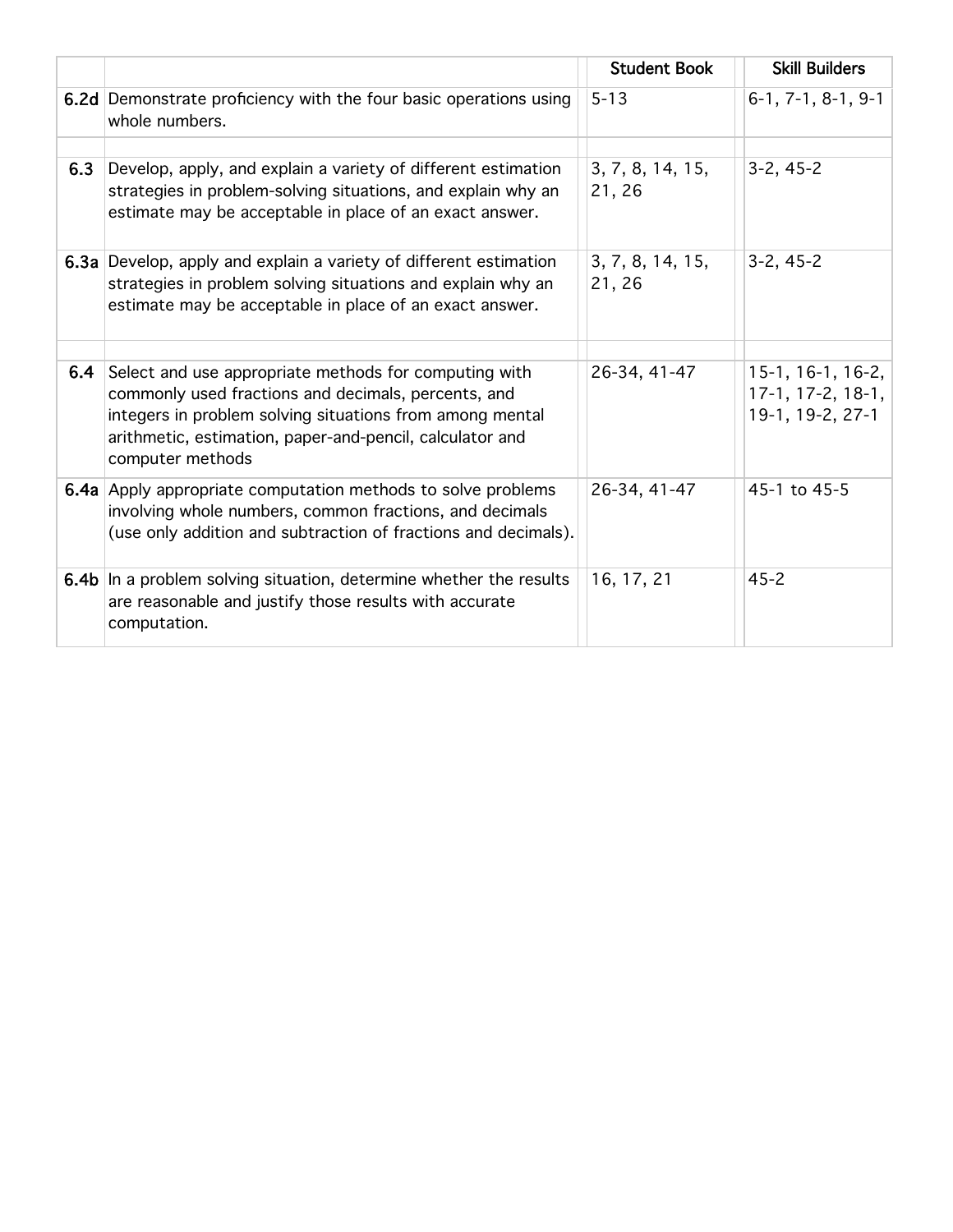| | | Student Book | Skill Builders |
|---|---|---|---|
| **6.2d** | Demonstrate proficiency with the four basic operations using whole numbers. | 5-13 | 6-1, 7-1, 8-1, 9-1 |
| | | | |
| **6.3** | Develop, apply, and explain a variety of different estimation strategies in problem-solving situations, and explain why an estimate may be acceptable in place of an exact answer. | 3, 7, 8, 14, 15, 21, 26 | 3-2, 45-2 |
| **6.3a** | Develop, apply and explain a variety of different estimation strategies in problem solving situations and explain why an estimate may be acceptable in place of an exact answer. | 3, 7, 8, 14, 15, 21, 26 | 3-2, 45-2 |
| | | | |
| **6.4** | Select and use appropriate methods for computing with commonly used fractions and decimals, percents, and integers in problem solving situations from among mental arithmetic, estimation, paper-and-pencil, calculator and computer methods | 26-34, 41-47 | 15-1, 16-1, 16-2, 17-1, 17-2, 18-1, 19-1, 19-2, 27-1 |
| **6.4a** | Apply appropriate computation methods to solve problems involving whole numbers, common fractions, and decimals (use only addition and subtraction of fractions and decimals). | 26-34, 41-47 | 45-1 to 45-5 |
| **6.4b** | In a problem solving situation, determine whether the results are reasonable and justify those results with accurate computation. | 16, 17, 21 | 45-2 |